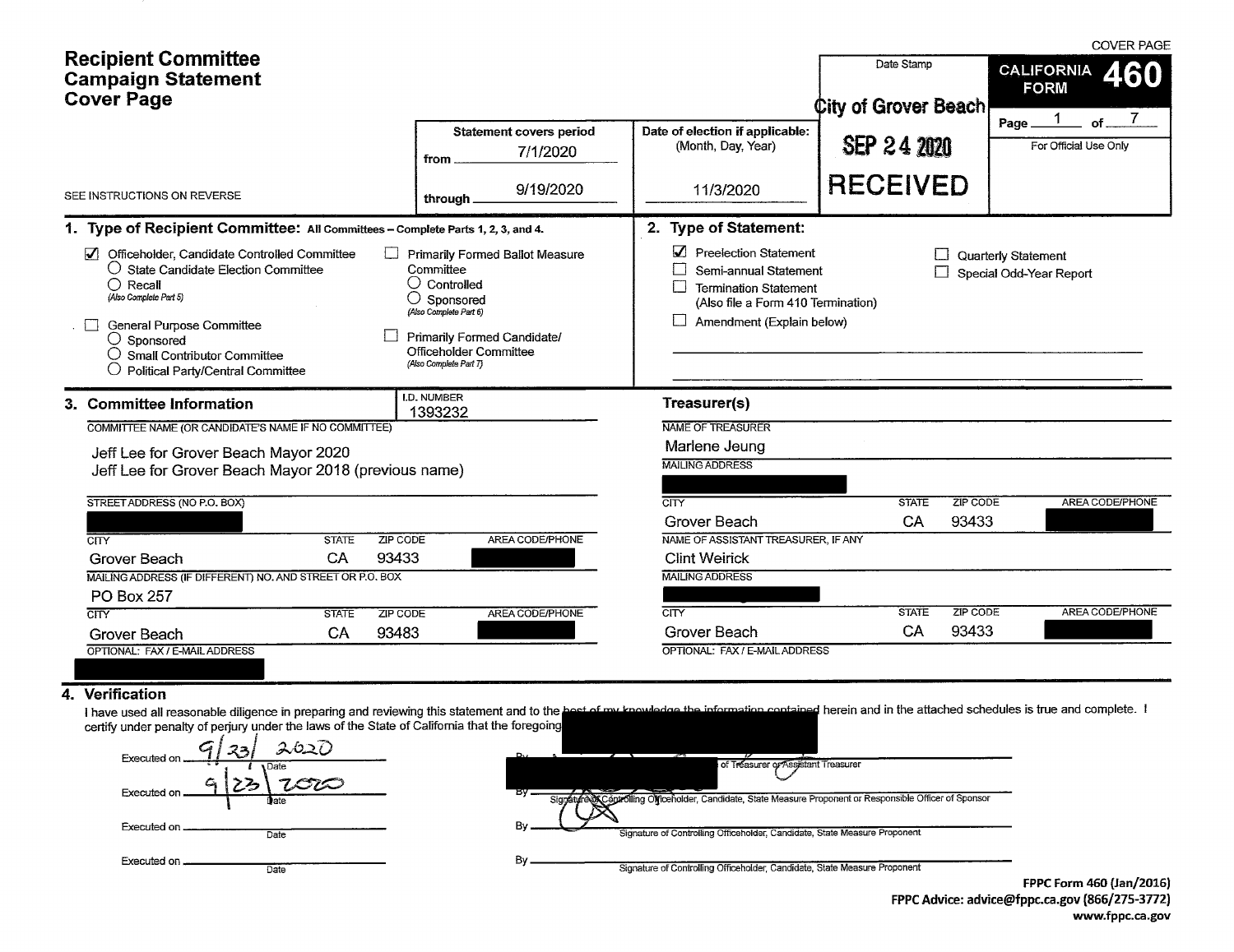COVER PAGE

# Recipient Committee Campaign Statement Cover Page

**CALIFORNIA FORM 460**

Page 1 of 7

For Official Use Only

SEE INSTRUCTIONS ON REVERSE

| Statement covers period | Date of election if applicable: (Month, Day, Year) | Date Stamp |
|---|---|---|
| from 7/1/2020 through 9/19/2020 | 11/3/2020 | City of Grover Beach SEP 24 2020 RECEIVED |

## 1. Type of Recipient Committee: All Committees – Complete Parts 1, 2, 3, and 4.

- [x] Officeholder, Candidate Controlled Committee
  - ○ State Candidate Election Committee
  - ○ Recall (Also Complete Part 5)
- [ ] General Purpose Committee
  - ○ Sponsored
  - ○ Small Contributor Committee
  - ○ Political Party/Central Committee
- [ ] Primarily Formed Ballot Measure Committee
  - ○ Controlled
  - ○ Sponsored (Also Complete Part 6)
- [ ] Primarily Formed Candidate/Officeholder Committee (Also Complete Part 7)

## 2. Type of Statement:

- [x] Preelection Statement
- [ ] Semi-annual Statement
- [ ] Termination Statement (Also file a Form 410 Termination)
- [ ] Amendment (Explain below)
- [ ] Quarterly Statement
- [ ] Special Odd-Year Report

## 3. Committee Information

I.D. NUMBER: 1393232

COMMITTEE NAME (OR CANDIDATE'S NAME IF NO COMMITTEE)

Jeff Lee for Grover Beach Mayor 2020
Jeff Lee for Grover Beach Mayor 2018 (previous name)

| STREET ADDRESS (NO P.O. BOX) | | | |
|---|---|---|---|
| [REDACTED] | | | |
| **CITY** | **STATE** | **ZIP CODE** | **AREA CODE/PHONE** |
| Grover Beach | CA | 93433 | [REDACTED] |

| MAILING ADDRESS (IF DIFFERENT) NO. AND STREET OR P.O. BOX | | | |
|---|---|---|---|
| PO Box 257 | | | |
| **CITY** | **STATE** | **ZIP CODE** | **AREA CODE/PHONE** |
| Grover Beach | CA | 93483 | [REDACTED] |

OPTIONAL: FAX / E-MAIL ADDRESS: [REDACTED]

### Treasurer(s)

| NAME OF TREASURER | | | |
|---|---|---|---|
| Marlene Jeung | | | |
| **MAILING ADDRESS** | | | |
| [REDACTED] | | | |
| **CITY** | **STATE** | **ZIP CODE** | **AREA CODE/PHONE** |
| Grover Beach | CA | 93433 | [REDACTED] |

| NAME OF ASSISTANT TREASURER, IF ANY | | | |
|---|---|---|---|
| Clint Weirick | | | |
| **MAILING ADDRESS** | | | |
| [REDACTED] | | | |
| **CITY** | **STATE** | **ZIP CODE** | **AREA CODE/PHONE** |
| Grover Beach | CA | 93433 | [REDACTED] |

OPTIONAL: FAX / E-MAIL ADDRESS

## 4. Verification

I have used all reasonable diligence in preparing and reviewing this statement and to the best of my knowledge the information contained herein and in the attached schedules is true and complete. I certify under penalty of perjury under the laws of the State of California that the foregoing [REDACTED]

Executed on 9/23/2020 (Date) By [REDACTED] Signature of Treasurer or Assistant Treasurer

Executed on 9/23/2020 (Date) By [signature] Signature of Controlling Officeholder, Candidate, State Measure Proponent or Responsible Officer of Sponsor

Executed on ______ (Date) By ______ Signature of Controlling Officeholder, Candidate, State Measure Proponent

Executed on ______ (Date) By ______ Signature of Controlling Officeholder, Candidate, State Measure Proponent

FPPC Form 460 (Jan/2016)
FPPC Advice: advice@fppc.ca.gov (866/275-3772)
www.fppc.ca.gov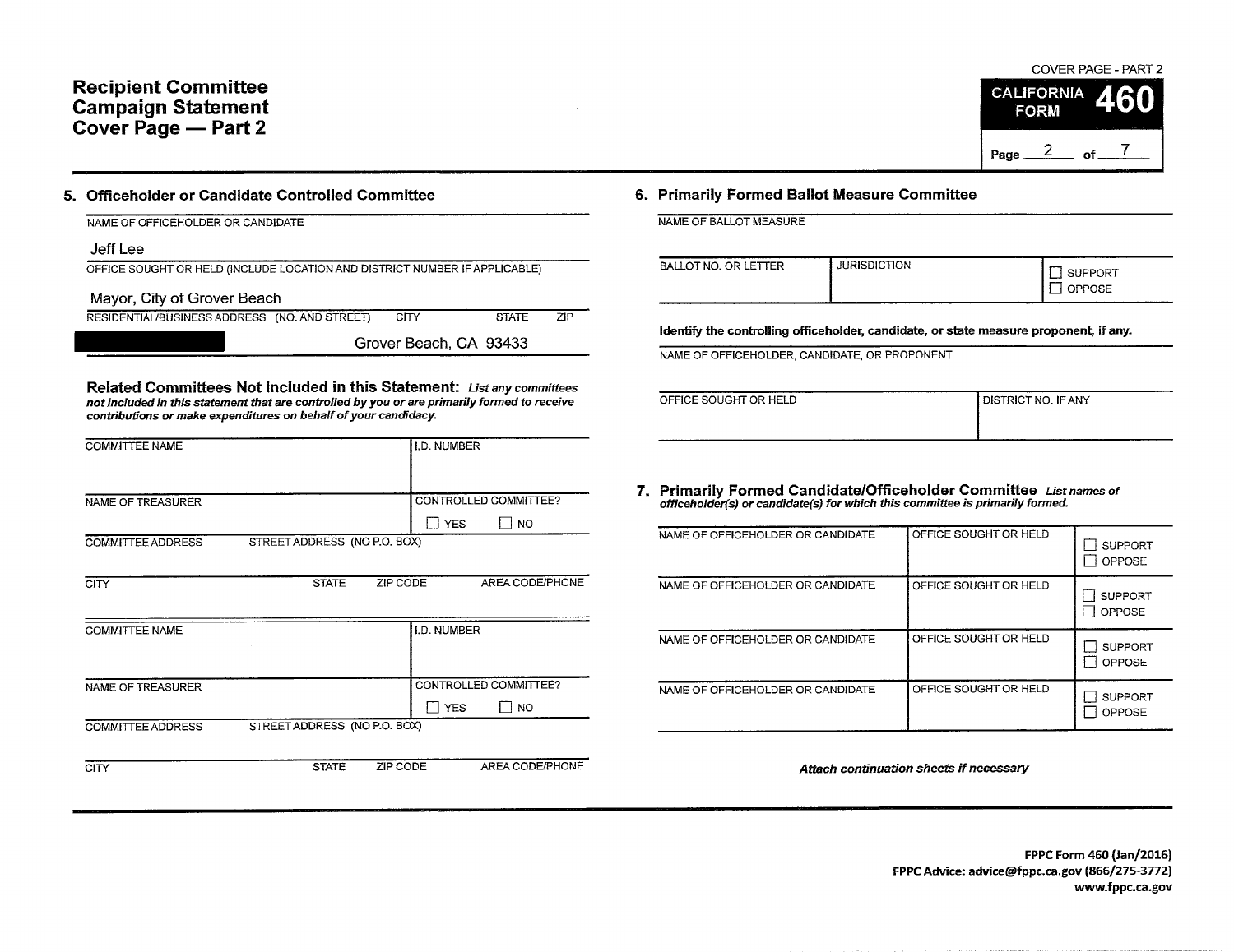# Recipient Committee Campaign Statement Cover Page — Part 2

COVER PAGE - PART 2

**CALIFORNIA FORM 460**

## 5. Officeholder or Candidate Controlled Committee

NAME OF OFFICEHOLDER OR CANDIDATE

Jeff Lee

OFFICE SOUGHT OR HELD (INCLUDE LOCATION AND DISTRICT NUMBER IF APPLICABLE)

Mayor, City of Grover Beach

RESIDENTIAL/BUSINESS ADDRESS (NO. AND STREET) CITY STATE ZIP

[REDACTED] Grover Beach, CA 93433

### Related Committees Not Included in this Statement:

*List any committees not included in this statement that are controlled by you or are primarily formed to receive contributions or make expenditures on behalf of your candidacy.*

| COMMITTEE NAME | | | I.D. NUMBER |
|---|---|---|---|
| NAME OF TREASURER | | | CONTROLLED COMMITTEE? ☐ YES ☐ NO |
| COMMITTEE ADDRESS | STREET ADDRESS (NO P.O. BOX) | | |
| CITY | STATE | ZIP CODE | AREA CODE/PHONE |

| COMMITTEE NAME | | | I.D. NUMBER |
|---|---|---|---|
| NAME OF TREASURER | | | CONTROLLED COMMITTEE? ☐ YES ☐ NO |
| COMMITTEE ADDRESS | STREET ADDRESS (NO P.O. BOX) | | |
| CITY | STATE | ZIP CODE | AREA CODE/PHONE |

## 6. Primarily Formed Ballot Measure Committee

NAME OF BALLOT MEASURE

| BALLOT NO. OR LETTER | JURISDICTION | ☐ SUPPORT ☐ OPPOSE |
|---|---|---|

**Identify the controlling officeholder, candidate, or state measure proponent, if any.**

NAME OF OFFICEHOLDER, CANDIDATE, OR PROPONENT

| OFFICE SOUGHT OR HELD | DISTRICT NO. IF ANY |
|---|---|

## 7. Primarily Formed Candidate/Officeholder Committee

*List names of officeholder(s) or candidate(s) for which this committee is primarily formed.*

| NAME OF OFFICEHOLDER OR CANDIDATE | OFFICE SOUGHT OR HELD | |
|---|---|---|
| | | ☐ SUPPORT ☐ OPPOSE |
| NAME OF OFFICEHOLDER OR CANDIDATE | OFFICE SOUGHT OR HELD | ☐ SUPPORT ☐ OPPOSE |
| NAME OF OFFICEHOLDER OR CANDIDATE | OFFICE SOUGHT OR HELD | ☐ SUPPORT ☐ OPPOSE |
| NAME OF OFFICEHOLDER OR CANDIDATE | OFFICE SOUGHT OR HELD | ☐ SUPPORT ☐ OPPOSE |

***Attach continuation sheets if necessary***

**FPPC Form 460 (Jan/2016)**
**FPPC Advice: advice@fppc.ca.gov (866/275-3772)**
**www.fppc.ca.gov**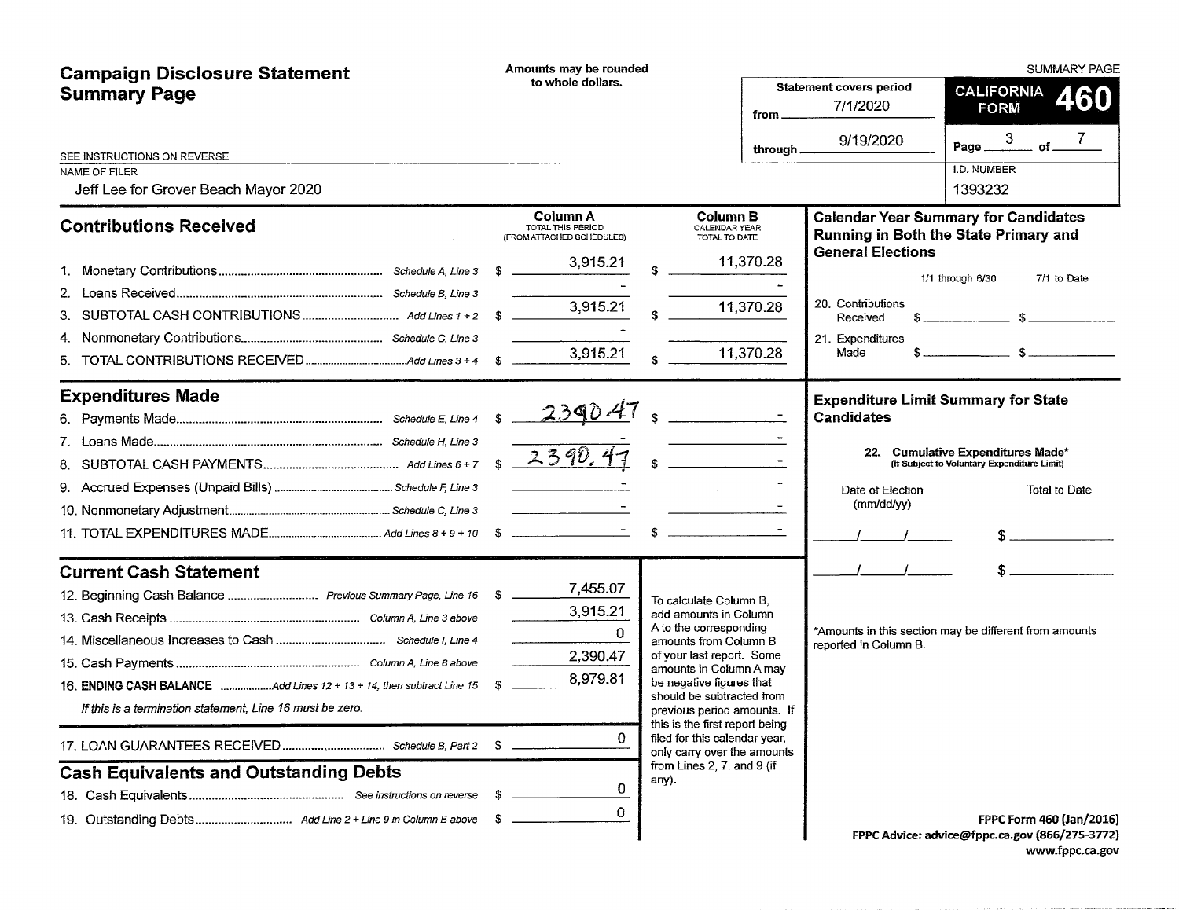# Campaign Disclosure Statement Summary Page

Amounts may be rounded to whole dollars.

SUMMARY PAGE

Statement covers period from 7/1/2020 through 9/19/2020

**CALIFORNIA FORM 460**

SEE INSTRUCTIONS ON REVERSE

| NAME OF FILER | I.D. NUMBER |
|---|---|
| Jeff Lee for Grover Beach Mayor 2020 | 1393232 |

## Contributions Received

| | | Column A TOTAL THIS PERIOD (FROM ATTACHED SCHEDULES) | Column B CALENDAR YEAR TOTAL TO DATE |
|---|---|---|---|
| 1. Monetary Contributions | Schedule A, Line 3 | $ 3,915.21 | $ 11,370.28 |
| 2. Loans Received | Schedule B, Line 3 | - | - |
| 3. SUBTOTAL CASH CONTRIBUTIONS | Add Lines 1 + 2 | $ 3,915.21 | $ 11,370.28 |
| 4. Nonmonetary Contributions | Schedule C, Line 3 | - | |
| 5. TOTAL CONTRIBUTIONS RECEIVED | Add Lines 3 + 4 | $ 3,915.21 | $ 11,370.28 |

## Expenditures Made

| | | Column A | Column B |
|---|---|---|---|
| 6. Payments Made | Schedule E, Line 4 | $ 2390.47 | $ - |
| 7. Loans Made | Schedule H, Line 3 | - | - |
| 8. SUBTOTAL CASH PAYMENTS | Add Lines 6 + 7 | $ 2390.47 | $ - |
| 9. Accrued Expenses (Unpaid Bills) | Schedule F, Line 3 | - | - |
| 10. Nonmonetary Adjustment | Schedule C, Line 3 | - | - |
| 11. TOTAL EXPENDITURES MADE | Add Lines 8 + 9 + 10 | $ - | $ - |

## Current Cash Statement

| | | |
|---|---|---|
| 12. Beginning Cash Balance | Previous Summary Page, Line 16 | $ 7,455.07 |
| 13. Cash Receipts | Column A, Line 3 above | 3,915.21 |
| 14. Miscellaneous Increases to Cash | Schedule I, Line 4 | 0 |
| 15. Cash Payments | Column A, Line 8 above | 2,390.47 |
| 16. **ENDING CASH BALANCE** | Add Lines 12 + 13 + 14, then subtract Line 15 | $ 8,979.81 |

*If this is a termination statement, Line 16 must be zero.*

| | | |
|---|---|---|
| 17. LOAN GUARANTEES RECEIVED | Schedule B, Part 2 | $ 0 |

## Cash Equivalents and Outstanding Debts

| | | |
|---|---|---|
| 18. Cash Equivalents | See instructions on reverse | $ 0 |
| 19. Outstanding Debts | Add Line 2 + Line 9 in Column B above | $ 0 |

To calculate Column B, add amounts in Column A to the corresponding amounts from Column B of your last report. Some amounts in Column A may be negative figures that should be subtracted from previous period amounts. If this is the first report being filed for this calendar year, only carry over the amounts from Lines 2, 7, and 9 (if any).

## Calendar Year Summary for Candidates Running in Both the State Primary and General Elections

| | 1/1 through 6/30 | 7/1 to Date |
|---|---|---|
| 20. Contributions Received | $ | $ |
| 21. Expenditures Made | $ | $ |

## Expenditure Limit Summary for State Candidates

**22. Cumulative Expenditures Made*** (If Subject to Voluntary Expenditure Limit)

| Date of Election (mm/dd/yy) | Total to Date |
|---|---|
| / / | $ |
| / / | $ |

*Amounts in this section may be different from amounts reported in Column B.

FPPC Form 460 (Jan/2016)
FPPC Advice: advice@fppc.ca.gov (866/275-3772)
www.fppc.ca.gov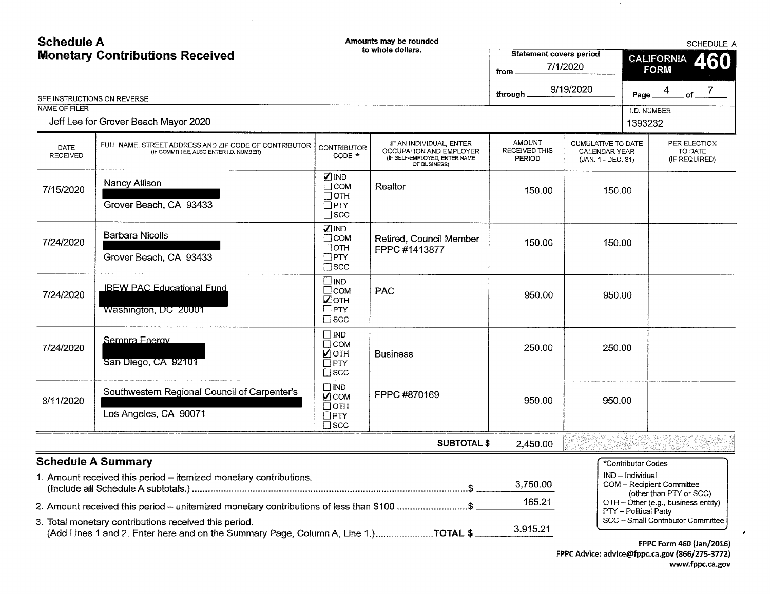# Schedule A
## Monetary Contributions Received

Amounts may be rounded to whole dollars.

SEE INSTRUCTIONS ON REVERSE

Statement covers period
from 7/1/2020
through 9/19/2020

SCHEDULE A
CALIFORNIA FORM 460

Page 4 of 7

NAME OF FILER: Jeff Lee for Grover Beach Mayor 2020

I.D. NUMBER: 1393232

| DATE RECEIVED | FULL NAME, STREET ADDRESS AND ZIP CODE OF CONTRIBUTOR (IF COMMITTEE, ALSO ENTER I.D. NUMBER) | CONTRIBUTOR CODE * | IF AN INDIVIDUAL, ENTER OCCUPATION AND EMPLOYER (IF SELF-EMPLOYED, ENTER NAME OF BUSINESS) | AMOUNT RECEIVED THIS PERIOD | CUMULATIVE TO DATE CALENDAR YEAR (JAN. 1 - DEC. 31) | PER ELECTION TO DATE (IF REQUIRED) |
|---|---|---|---|---|---|---|
| 7/15/2020 | Nancy Allison<br>[REDACTED]<br>Grover Beach, CA 93433 | ☑ IND ☐ COM ☐ OTH ☐ PTY ☐ SCC | Realtor | 150.00 | 150.00 | |
| 7/24/2020 | Barbara Nicolls<br>[REDACTED]<br>Grover Beach, CA 93433 | ☑ IND ☐ COM ☐ OTH ☐ PTY ☐ SCC | Retired, Council Member FPPC #1413877 | 150.00 | 150.00 | |
| 7/24/2020 | IBEW PAC Educational Fund<br>[REDACTED]<br>Washington, DC 20001 | ☐ IND ☐ COM ☑ OTH ☐ PTY ☐ SCC | PAC | 950.00 | 950.00 | |
| 7/24/2020 | Sempra Energy<br>[REDACTED]<br>San Diego, CA 92101 | ☐ IND ☐ COM ☑ OTH ☐ PTY ☐ SCC | Business | 250.00 | 250.00 | |
| 8/11/2020 | Southwestern Regional Council of Carpenter's<br>[REDACTED]<br>Los Angeles, CA 90071 | ☐ IND ☑ COM ☐ OTH ☐ PTY ☐ SCC | FPPC #870169 | 950.00 | 950.00 | |
| | | | **SUBTOTAL $** | 2,450.00 | | |

## Schedule A Summary

1. Amount received this period – itemized monetary contributions. (Include all Schedule A subtotals.) ........ $ 3,750.00
2. Amount received this period – unitemized monetary contributions of less than $100 ........ $ 165.21
3. Total monetary contributions received this period. (Add Lines 1 and 2. Enter here and on the Summary Page, Column A, Line 1.) ........ **TOTAL $** 3,915.21

*Contributor Codes
- IND – Individual
- COM – Recipient Committee (other than PTY or SCC)
- OTH – Other (e.g., business entity)
- PTY – Political Party
- SCC – Small Contributor Committee

FPPC Form 460 (Jan/2016)
FPPC Advice: advice@fppc.ca.gov (866/275-3772)
www.fppc.ca.gov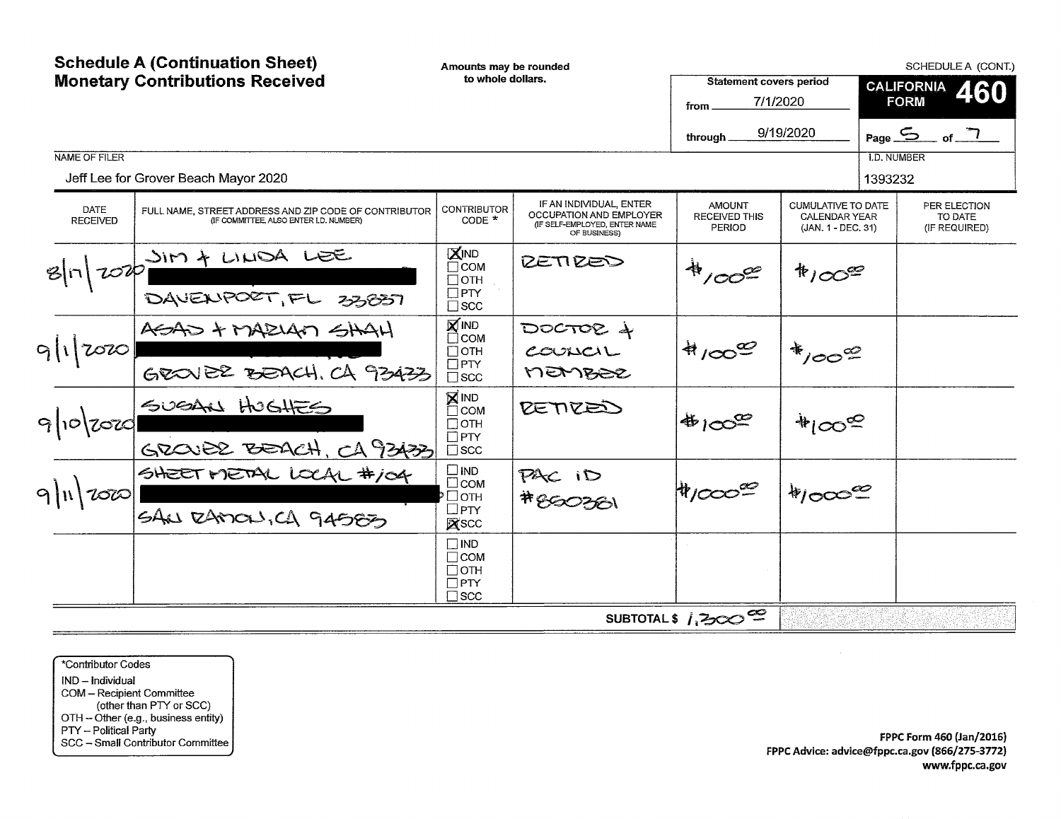# Schedule A (Continuation Sheet)
# Monetary Contributions Received

Amounts may be rounded to whole dollars.

SCHEDULE A (CONT.)

**CALIFORNIA FORM 460**

Statement covers period from 7/1/2020 through 9/19/2020

Page 5 of 7

NAME OF FILER: Jeff Lee for Grover Beach Mayor 2020

I.D. NUMBER: 1393232

| DATE RECEIVED | FULL NAME, STREET ADDRESS AND ZIP CODE OF CONTRIBUTOR (IF COMMITTEE, ALSO ENTER I.D. NUMBER) | CONTRIBUTOR CODE * | IF AN INDIVIDUAL, ENTER OCCUPATION AND EMPLOYER (IF SELF-EMPLOYED, ENTER NAME OF BUSINESS) | AMOUNT RECEIVED THIS PERIOD | CUMULATIVE TO DATE CALENDAR YEAR (JAN. 1 - DEC. 31) | PER ELECTION TO DATE (IF REQUIRED) |
|---|---|---|---|---|---|---|
| 8/17/2020 | JIM + LINDA LEE<br>[REDACTED]<br>DAVENPORT, FL 33837 | ☒ IND ☐ COM ☐ OTH ☐ PTY ☐ SCC | RETIRED | $100.00 | $100.00 | |
| 9/1/2020 | ASAD + MARIAM SHAH<br>[REDACTED]<br>GROVER BEACH, CA 93433 | ☒ IND ☐ COM ☐ OTH ☐ PTY ☐ SCC | DOCTOR + COUNCIL MEMBER | $100.00 | $100.00 | |
| 9/10/2020 | SUSAN HUGHES<br>[REDACTED]<br>GROVER BEACH, CA 93433 | ☒ IND ☐ COM ☐ OTH ☐ PTY ☐ SCC | RETIRED | $100.00 | $100.00 | |
| 9/11/2020 | SHEET METAL LOCAL #104<br>[REDACTED]<br>SAN RAMON, CA 94583 | ☐ IND ☐ COM ☐ OTH ☐ PTY ☒ SCC | PAC ID #860361 | $1000.00 | $1000.00 | |
| | | ☐ IND ☐ COM ☐ OTH ☐ PTY ☐ SCC | | | | |
| | | | SUBTOTAL $ | 1,300.00 | | |

*Contributor Codes
- IND – Individual
- COM – Recipient Committee (other than PTY or SCC)
- OTH – Other (e.g., business entity)
- PTY – Political Party
- SCC – Small Contributor Committee

FPPC Form 460 (Jan/2016)
FPPC Advice: advice@fppc.ca.gov (866/275-3772)
www.fppc.ca.gov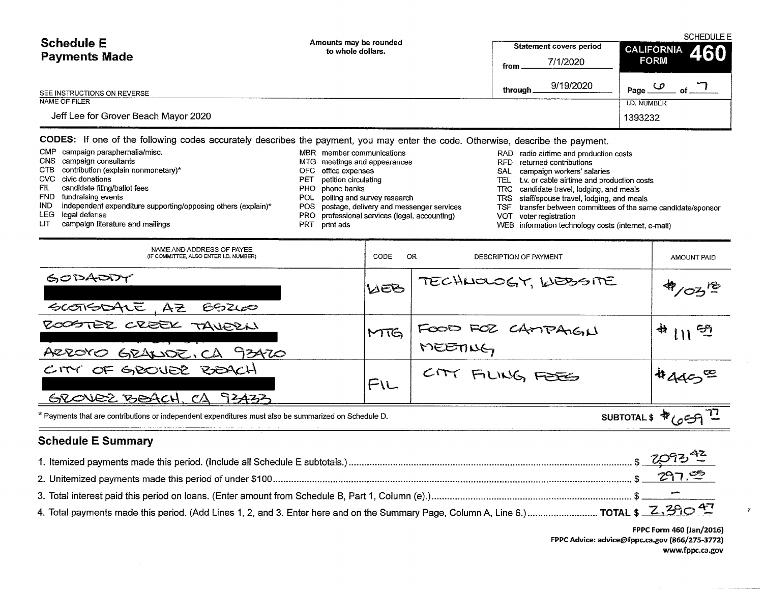SCHEDULE E

# Schedule E
## Payments Made

Amounts may be rounded to whole dollars.

SEE INSTRUCTIONS ON REVERSE

| Statement covers period | CALIFORNIA FORM 460 |
|---|---|
| from 7/1/2020 | Page 6 of 7 |
| through 9/19/2020 | |

NAME OF FILER: Jeff Lee for Grover Beach Mayor 2020

I.D. NUMBER: 1393232

**CODES:** If one of the following codes accurately describes the payment, you may enter the code. Otherwise, describe the payment.

- CMP campaign paraphernalia/misc.
- CNS campaign consultants
- CTB contribution (explain nonmonetary)*
- CVC civic donations
- FIL candidate filing/ballot fees
- FND fundraising events
- IND independent expenditure supporting/opposing others (explain)*
- LEG legal defense
- LIT campaign literature and mailings
- MBR member communications
- MTG meetings and appearances
- OFC office expenses
- PET petition circulating
- PHO phone banks
- POL polling and survey research
- POS postage, delivery and messenger services
- PRO professional services (legal, accounting)
- PRT print ads
- RAD radio airtime and production costs
- RFD returned contributions
- SAL campaign workers' salaries
- TEL t.v. or cable airtime and production costs
- TRC candidate travel, lodging, and meals
- TRS staff/spouse travel, lodging, and meals
- TSF transfer between committees of the same candidate/sponsor
- VOT voter registration
- WEB information technology costs (internet, e-mail)

| NAME AND ADDRESS OF PAYEE (IF COMMITTEE, ALSO ENTER I.D. NUMBER) | CODE | OR DESCRIPTION OF PAYMENT | AMOUNT PAID |
|---|---|---|---|
| GODADDY<br>[REDACTED]<br>SCOTTSDALE, AZ 85260 | WEB | TECHNOLOGY, WEBSITE | $103.18 |
| ROOSTER CREEK TAVERN<br>[REDACTED]<br>ARROYO GRANDE, CA 93420 | MTG | FOOD FOR CAMPAIGN MEETING | $111.59 |
| CITY OF GROVER BEACH<br>[REDACTED]<br>GROVER BEACH, CA 93433 | FIL | CITY FILING FEES | $445.00 |

\* Payments that are contributions or independent expenditures must also be summarized on Schedule D.

SUBTOTAL $ $659.77

## Schedule E Summary

1. Itemized payments made this period. (Include all Schedule E subtotals.) $ 2093.42
2. Unitemized payments made this period of under $100 $ 297.05
3. Total interest paid this period on loans. (Enter amount from Schedule B, Part 1, Column (e).) $ –
4. Total payments made this period. (Add Lines 1, 2, and 3. Enter here and on the Summary Page, Column A, Line 6.) TOTAL $ 2,390.47

FPPC Form 460 (Jan/2016)
FPPC Advice: advice@fppc.ca.gov (866/275-3772)
www.fppc.ca.gov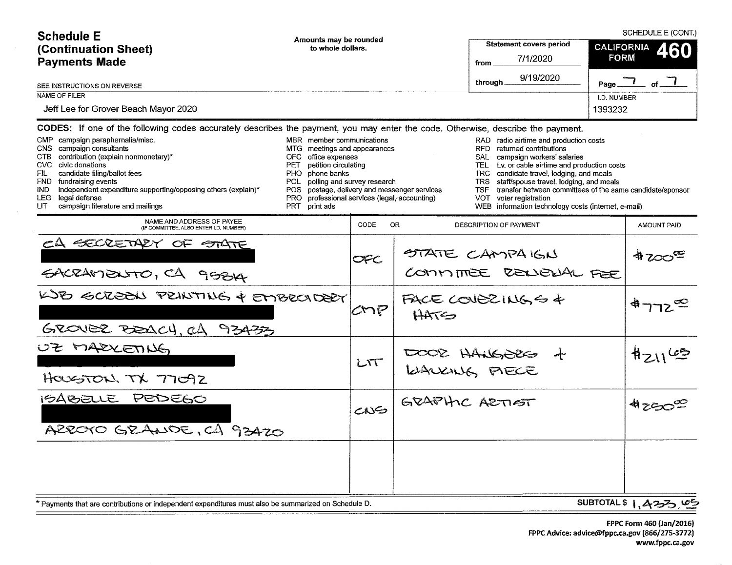# Schedule E (Continuation Sheet) Payments Made

SCHEDULE E (CONT.)

Amounts may be rounded to whole dollars.

SEE INSTRUCTIONS ON REVERSE

Statement covers period from 7/1/2020 through 9/19/2020

CALIFORNIA FORM 460

Page 7 of 7

NAME OF FILER: Jeff Lee for Grover Beach Mayor 2020

I.D. NUMBER: 1393232

**CODES:** If one of the following codes accurately describes the payment, you may enter the code. Otherwise, describe the payment.

- CMP campaign paraphernalia/misc.
- CNS campaign consultants
- CTB contribution (explain nonmonetary)*
- CVC civic donations
- FIL candidate filing/ballot fees
- FND fundraising events
- IND independent expenditure supporting/opposing others (explain)*
- LEG legal defense
- LIT campaign literature and mailings
- MBR member communications
- MTG meetings and appearances
- OFC office expenses
- PET petition circulating
- PHO phone banks
- POL polling and survey research
- POS postage, delivery and messenger services
- PRO professional services (legal, accounting)
- PRT print ads
- RAD radio airtime and production costs
- RFD returned contributions
- SAL campaign workers' salaries
- TEL t.v. or cable airtime and production costs
- TRC candidate travel, lodging, and meals
- TRS staff/spouse travel, lodging, and meals
- TSF transfer between committees of the same candidate/sponsor
- VOT voter registration
- WEB information technology costs (internet, e-mail)

| NAME AND ADDRESS OF PAYEE (IF COMMITTEE, ALSO ENTER I.D. NUMBER) | CODE OR | DESCRIPTION OF PAYMENT | AMOUNT PAID |
|---|---|---|---|
| CA SECRETARY OF STATE<br>[REDACTED]<br>SACRAMENTO, CA 95814 | OFC | STATE CAMPAIGN COMMITTEE RENEWAL FEE | $200.00 |
| KJB SCREEN PRINTING & EMBROIDERY<br>[REDACTED]<br>GROVER BEACH, CA 93433 | CMP | FACE COVERINGS & HATS | $772.00 |
| UZ MARKETING<br>[REDACTED]<br>HOUSTON, TX 77092 | LIT | DOOR HANGERS + WALKING PIECE | $211.65 |
| ISABELLE PEDEGO<br>[REDACTED]<br>ARROYO GRANDE, CA 93420 | CNS | GRAPHIC ARTIST | $250.00 |
| | | | |

\* Payments that are contributions or independent expenditures must also be summarized on Schedule D.

SUBTOTAL $ 1,433.65

FPPC Form 460 (Jan/2016)
FPPC Advice: advice@fppc.ca.gov (866/275-3772)
www.fppc.ca.gov